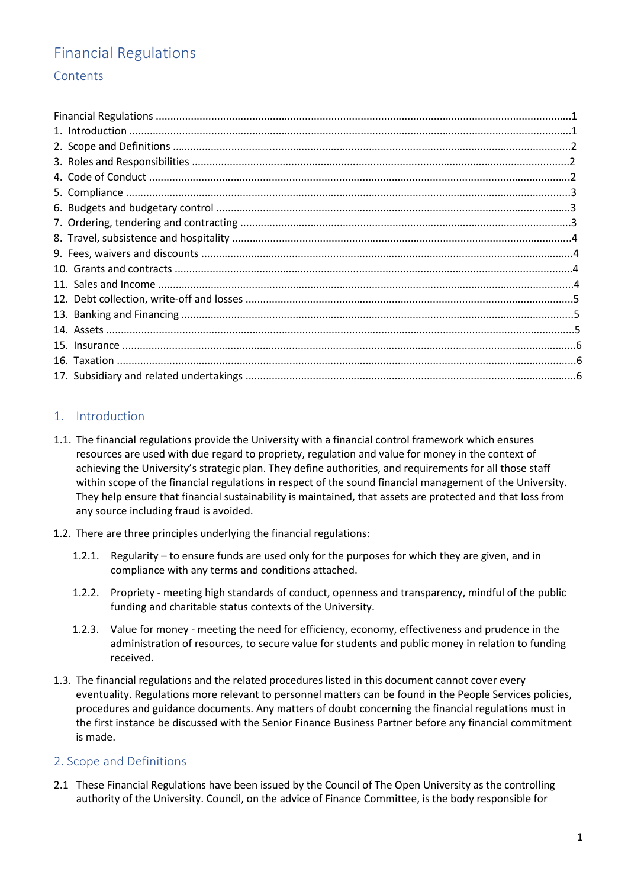# Financial Regulations

## Contents

Financial Regulations ........................................................................................................................... 1
1. Introduction ..................................................................................................................................... 1
2. Scope and Definitions ..................................................................................................................... 2
3. Roles and Responsibilities ............................................................................................................... 2
4. Code of Conduct .............................................................................................................................. 2
5. Compliance ...................................................................................................................................... 3
6. Budgets and budgetary control ........................................................................................................ 3
7. Ordering, tendering and contracting ............................................................................................... 3
8. Travel, subsistence and hospitality .................................................................................................. 4
9. Fees, waivers and discounts ............................................................................................................. 4
10. Grants and contracts ...................................................................................................................... 4
11. Sales and Income ............................................................................................................................ 4
12. Debt collection, write-off and losses .............................................................................................. 5
13. Banking and Financing ................................................................................................................... 5
14. Assets ............................................................................................................................................. 5
15. Insurance ........................................................................................................................................ 6
16. Taxation .......................................................................................................................................... 6
17. Subsidiary and related undertakings ............................................................................................... 6

## 1. Introduction

1.1. The financial regulations provide the University with a financial control framework which ensures resources are used with due regard to propriety, regulation and value for money in the context of achieving the University's strategic plan. They define authorities, and requirements for all those staff within scope of the financial regulations in respect of the sound financial management of the University. They help ensure that financial sustainability is maintained, that assets are protected and that loss from any source including fraud is avoided.

1.2. There are three principles underlying the financial regulations:

1.2.1. Regularity – to ensure funds are used only for the purposes for which they are given, and in compliance with any terms and conditions attached.

1.2.2. Propriety - meeting high standards of conduct, openness and transparency, mindful of the public funding and charitable status contexts of the University.

1.2.3. Value for money - meeting the need for efficiency, economy, effectiveness and prudence in the administration of resources, to secure value for students and public money in relation to funding received.

1.3. The financial regulations and the related procedures listed in this document cannot cover every eventuality. Regulations more relevant to personnel matters can be found in the People Services policies, procedures and guidance documents. Any matters of doubt concerning the financial regulations must in the first instance be discussed with the Senior Finance Business Partner before any financial commitment is made.

## 2. Scope and Definitions

2.1 These Financial Regulations have been issued by the Council of The Open University as the controlling authority of the University. Council, on the advice of Finance Committee, is the body responsible for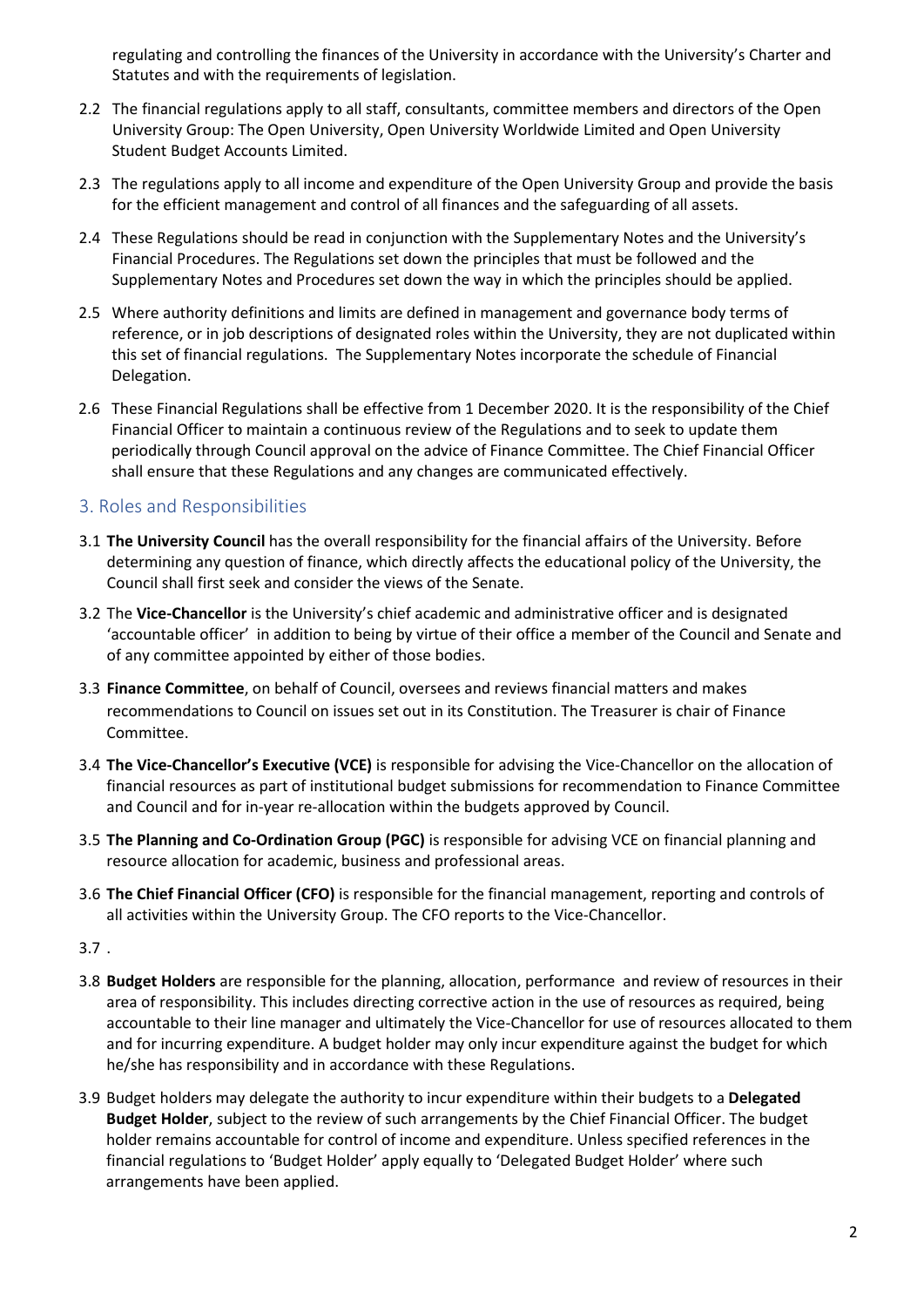regulating and controlling the finances of the University in accordance with the University's Charter and Statutes and with the requirements of legislation.

2.2 The financial regulations apply to all staff, consultants, committee members and directors of the Open University Group: The Open University, Open University Worldwide Limited and Open University Student Budget Accounts Limited.

2.3 The regulations apply to all income and expenditure of the Open University Group and provide the basis for the efficient management and control of all finances and the safeguarding of all assets.

2.4 These Regulations should be read in conjunction with the Supplementary Notes and the University's Financial Procedures. The Regulations set down the principles that must be followed and the Supplementary Notes and Procedures set down the way in which the principles should be applied.

2.5 Where authority definitions and limits are defined in management and governance body terms of reference, or in job descriptions of designated roles within the University, they are not duplicated within this set of financial regulations. The Supplementary Notes incorporate the schedule of Financial Delegation.

2.6 These Financial Regulations shall be effective from 1 December 2020. It is the responsibility of the Chief Financial Officer to maintain a continuous review of the Regulations and to seek to update them periodically through Council approval on the advice of Finance Committee. The Chief Financial Officer shall ensure that these Regulations and any changes are communicated effectively.

## 3. Roles and Responsibilities

3.1 **The University Council** has the overall responsibility for the financial affairs of the University. Before determining any question of finance, which directly affects the educational policy of the University, the Council shall first seek and consider the views of the Senate.

3.2 The **Vice-Chancellor** is the University's chief academic and administrative officer and is designated 'accountable officer' in addition to being by virtue of their office a member of the Council and Senate and of any committee appointed by either of those bodies.

3.3 **Finance Committee**, on behalf of Council, oversees and reviews financial matters and makes recommendations to Council on issues set out in its Constitution. The Treasurer is chair of Finance Committee.

3.4 **The Vice-Chancellor's Executive (VCE)** is responsible for advising the Vice-Chancellor on the allocation of financial resources as part of institutional budget submissions for recommendation to Finance Committee and Council and for in-year re-allocation within the budgets approved by Council.

3.5 **The Planning and Co-Ordination Group (PGC)** is responsible for advising VCE on financial planning and resource allocation for academic, business and professional areas.

3.6 **The Chief Financial Officer (CFO)** is responsible for the financial management, reporting and controls of all activities within the University Group. The CFO reports to the Vice-Chancellor.

3.7 .

3.8 **Budget Holders** are responsible for the planning, allocation, performance and review of resources in their area of responsibility. This includes directing corrective action in the use of resources as required, being accountable to their line manager and ultimately the Vice-Chancellor for use of resources allocated to them and for incurring expenditure. A budget holder may only incur expenditure against the budget for which he/she has responsibility and in accordance with these Regulations.

3.9 Budget holders may delegate the authority to incur expenditure within their budgets to a **Delegated Budget Holder**, subject to the review of such arrangements by the Chief Financial Officer. The budget holder remains accountable for control of income and expenditure. Unless specified references in the financial regulations to 'Budget Holder' apply equally to 'Delegated Budget Holder' where such arrangements have been applied.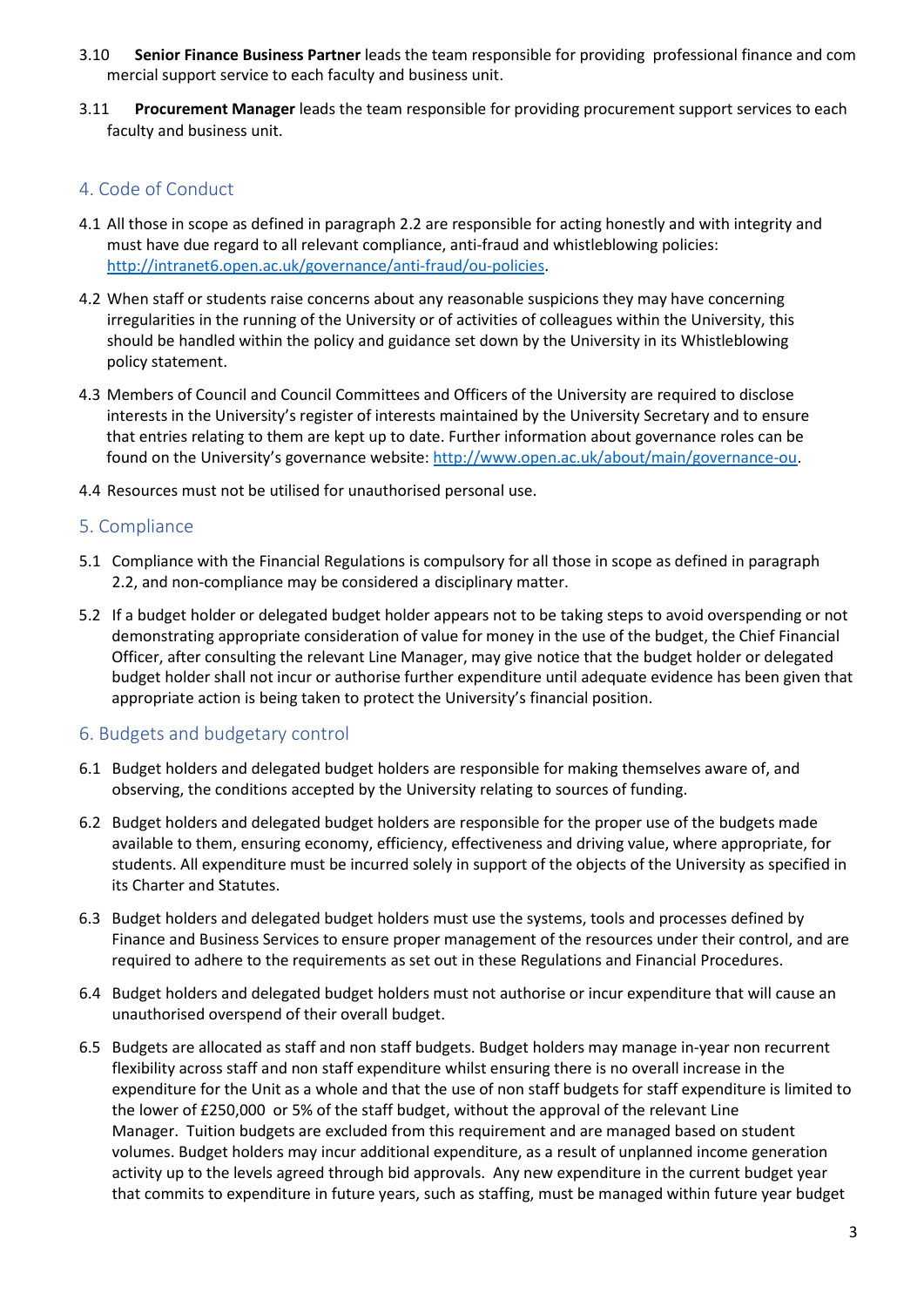3.10 **Senior Finance Business Partner** leads the team responsible for providing professional finance and commercial support service to each faculty and business unit.

3.11 **Procurement Manager** leads the team responsible for providing procurement support services to each faculty and business unit.

## 4. Code of Conduct

4.1 All those in scope as defined in paragraph 2.2 are responsible for acting honestly and with integrity and must have due regard to all relevant compliance, anti-fraud and whistleblowing policies: http://intranet6.open.ac.uk/governance/anti-fraud/ou-policies.

4.2 When staff or students raise concerns about any reasonable suspicions they may have concerning irregularities in the running of the University or of activities of colleagues within the University, this should be handled within the policy and guidance set down by the University in its Whistleblowing policy statement.

4.3 Members of Council and Council Committees and Officers of the University are required to disclose interests in the University's register of interests maintained by the University Secretary and to ensure that entries relating to them are kept up to date. Further information about governance roles can be found on the University's governance website: http://www.open.ac.uk/about/main/governance-ou.

4.4 Resources must not be utilised for unauthorised personal use.

## 5. Compliance

5.1 Compliance with the Financial Regulations is compulsory for all those in scope as defined in paragraph 2.2, and non-compliance may be considered a disciplinary matter.

5.2 If a budget holder or delegated budget holder appears not to be taking steps to avoid overspending or not demonstrating appropriate consideration of value for money in the use of the budget, the Chief Financial Officer, after consulting the relevant Line Manager, may give notice that the budget holder or delegated budget holder shall not incur or authorise further expenditure until adequate evidence has been given that appropriate action is being taken to protect the University's financial position.

## 6. Budgets and budgetary control

6.1 Budget holders and delegated budget holders are responsible for making themselves aware of, and observing, the conditions accepted by the University relating to sources of funding.

6.2 Budget holders and delegated budget holders are responsible for the proper use of the budgets made available to them, ensuring economy, efficiency, effectiveness and driving value, where appropriate, for students. All expenditure must be incurred solely in support of the objects of the University as specified in its Charter and Statutes.

6.3 Budget holders and delegated budget holders must use the systems, tools and processes defined by Finance and Business Services to ensure proper management of the resources under their control, and are required to adhere to the requirements as set out in these Regulations and Financial Procedures.

6.4 Budget holders and delegated budget holders must not authorise or incur expenditure that will cause an unauthorised overspend of their overall budget.

6.5 Budgets are allocated as staff and non staff budgets. Budget holders may manage in-year non recurrent flexibility across staff and non staff expenditure whilst ensuring there is no overall increase in the expenditure for the Unit as a whole and that the use of non staff budgets for staff expenditure is limited to the lower of £250,000 or 5% of the staff budget, without the approval of the relevant Line Manager. Tuition budgets are excluded from this requirement and are managed based on student volumes. Budget holders may incur additional expenditure, as a result of unplanned income generation activity up to the levels agreed through bid approvals. Any new expenditure in the current budget year that commits to expenditure in future years, such as staffing, must be managed within future year budget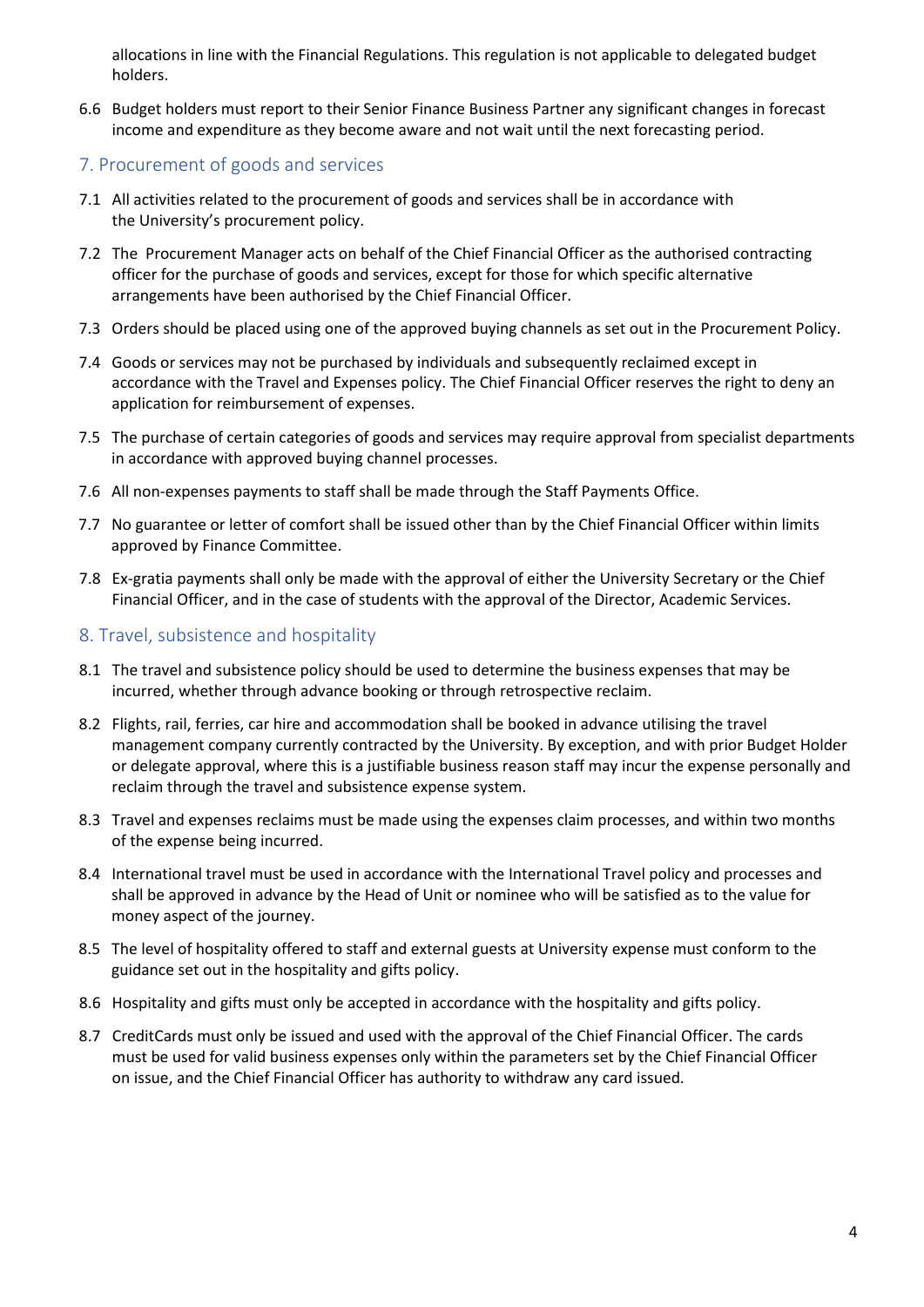allocations in line with the Financial Regulations. This regulation is not applicable to delegated budget holders.

6.6 Budget holders must report to their Senior Finance Business Partner any significant changes in forecast income and expenditure as they become aware and not wait until the next forecasting period.

## 7. Procurement of goods and services

7.1 All activities related to the procurement of goods and services shall be in accordance with the University's procurement policy.

7.2 The Procurement Manager acts on behalf of the Chief Financial Officer as the authorised contracting officer for the purchase of goods and services, except for those for which specific alternative arrangements have been authorised by the Chief Financial Officer.

7.3 Orders should be placed using one of the approved buying channels as set out in the Procurement Policy.

7.4 Goods or services may not be purchased by individuals and subsequently reclaimed except in accordance with the Travel and Expenses policy. The Chief Financial Officer reserves the right to deny an application for reimbursement of expenses.

7.5 The purchase of certain categories of goods and services may require approval from specialist departments in accordance with approved buying channel processes.

7.6 All non-expenses payments to staff shall be made through the Staff Payments Office.

7.7 No guarantee or letter of comfort shall be issued other than by the Chief Financial Officer within limits approved by Finance Committee.

7.8 Ex-gratia payments shall only be made with the approval of either the University Secretary or the Chief Financial Officer, and in the case of students with the approval of the Director, Academic Services.

## 8. Travel, subsistence and hospitality

8.1 The travel and subsistence policy should be used to determine the business expenses that may be incurred, whether through advance booking or through retrospective reclaim.

8.2 Flights, rail, ferries, car hire and accommodation shall be booked in advance utilising the travel management company currently contracted by the University. By exception, and with prior Budget Holder or delegate approval, where this is a justifiable business reason staff may incur the expense personally and reclaim through the travel and subsistence expense system.

8.3 Travel and expenses reclaims must be made using the expenses claim processes, and within two months of the expense being incurred.

8.4 International travel must be used in accordance with the International Travel policy and processes and shall be approved in advance by the Head of Unit or nominee who will be satisfied as to the value for money aspect of the journey.

8.5 The level of hospitality offered to staff and external guests at University expense must conform to the guidance set out in the hospitality and gifts policy.

8.6 Hospitality and gifts must only be accepted in accordance with the hospitality and gifts policy.

8.7 CreditCards must only be issued and used with the approval of the Chief Financial Officer. The cards must be used for valid business expenses only within the parameters set by the Chief Financial Officer on issue, and the Chief Financial Officer has authority to withdraw any card issued.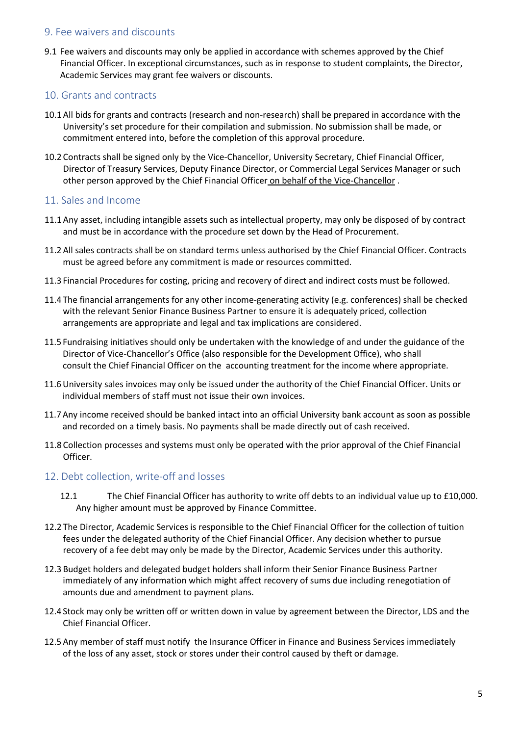## 9. Fee waivers and discounts

9.1 Fee waivers and discounts may only be applied in accordance with schemes approved by the Chief Financial Officer. In exceptional circumstances, such as in response to student complaints, the Director, Academic Services may grant fee waivers or discounts.

## 10. Grants and contracts

10.1 All bids for grants and contracts (research and non-research) shall be prepared in accordance with the University's set procedure for their compilation and submission. No submission shall be made, or commitment entered into, before the completion of this approval procedure.

10.2 Contracts shall be signed only by the Vice-Chancellor, University Secretary, Chief Financial Officer, Director of Treasury Services, Deputy Finance Director, or Commercial Legal Services Manager or such other person approved by the Chief Financial Officer on behalf of the Vice-Chancellor .

## 11. Sales and Income

11.1 Any asset, including intangible assets such as intellectual property, may only be disposed of by contract and must be in accordance with the procedure set down by the Head of Procurement.

11.2 All sales contracts shall be on standard terms unless authorised by the Chief Financial Officer. Contracts must be agreed before any commitment is made or resources committed.

11.3 Financial Procedures for costing, pricing and recovery of direct and indirect costs must be followed.

11.4 The financial arrangements for any other income-generating activity (e.g. conferences) shall be checked with the relevant Senior Finance Business Partner to ensure it is adequately priced, collection arrangements are appropriate and legal and tax implications are considered.

11.5 Fundraising initiatives should only be undertaken with the knowledge of and under the guidance of the Director of Vice-Chancellor's Office (also responsible for the Development Office), who shall consult the Chief Financial Officer on the accounting treatment for the income where appropriate.

11.6 University sales invoices may only be issued under the authority of the Chief Financial Officer. Units or individual members of staff must not issue their own invoices.

11.7 Any income received should be banked intact into an official University bank account as soon as possible and recorded on a timely basis. No payments shall be made directly out of cash received.

11.8 Collection processes and systems must only be operated with the prior approval of the Chief Financial Officer.

## 12. Debt collection, write-off and losses

12.1 The Chief Financial Officer has authority to write off debts to an individual value up to £10,000. Any higher amount must be approved by Finance Committee.

12.2 The Director, Academic Services is responsible to the Chief Financial Officer for the collection of tuition fees under the delegated authority of the Chief Financial Officer. Any decision whether to pursue recovery of a fee debt may only be made by the Director, Academic Services under this authority.

12.3 Budget holders and delegated budget holders shall inform their Senior Finance Business Partner immediately of any information which might affect recovery of sums due including renegotiation of amounts due and amendment to payment plans.

12.4 Stock may only be written off or written down in value by agreement between the Director, LDS and the Chief Financial Officer.

12.5 Any member of staff must notify the Insurance Officer in Finance and Business Services immediately of the loss of any asset, stock or stores under their control caused by theft or damage.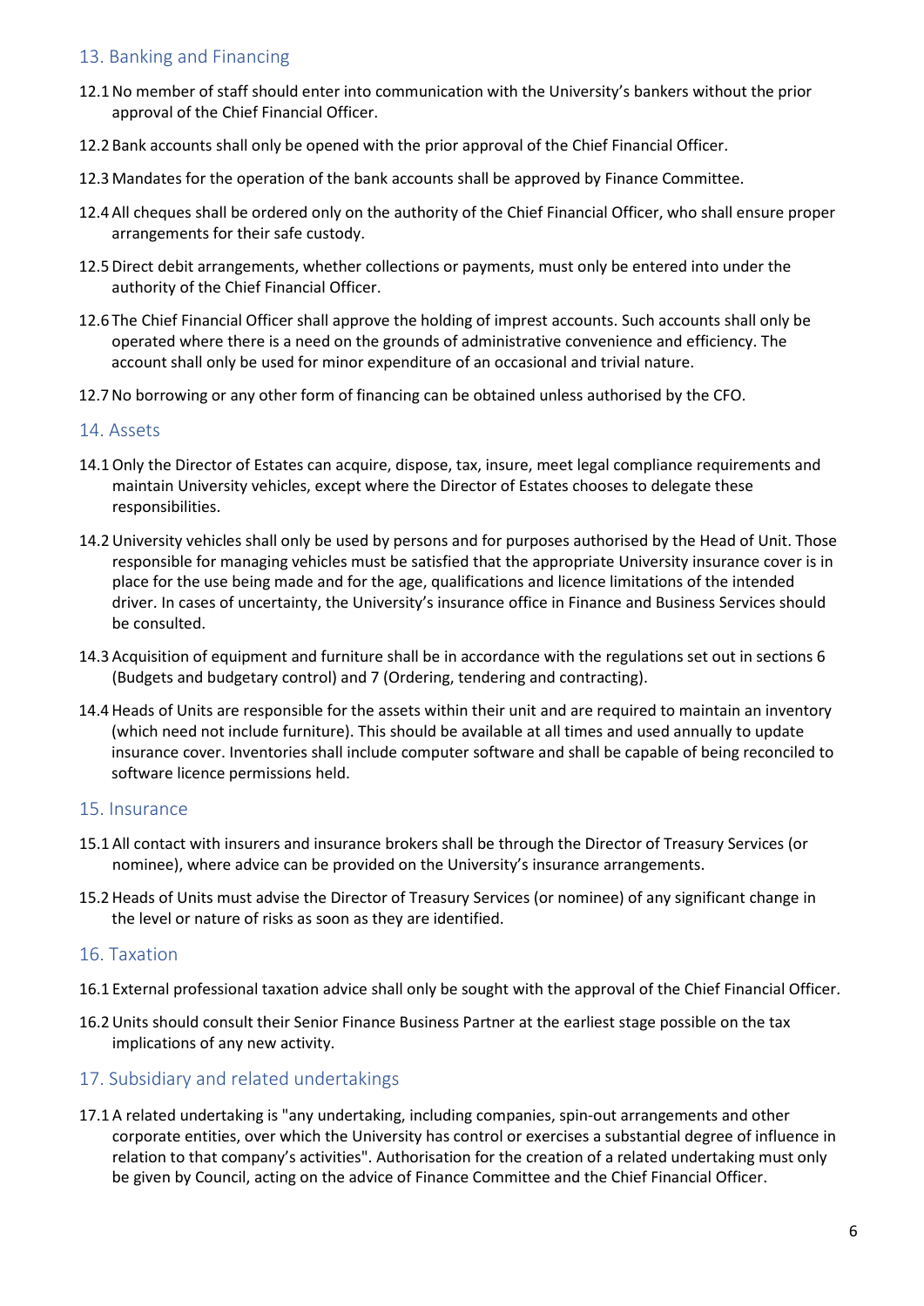## 13. Banking and Financing

12.1 No member of staff should enter into communication with the University's bankers without the prior approval of the Chief Financial Officer.

12.2 Bank accounts shall only be opened with the prior approval of the Chief Financial Officer.

12.3 Mandates for the operation of the bank accounts shall be approved by Finance Committee.

12.4 All cheques shall be ordered only on the authority of the Chief Financial Officer, who shall ensure proper arrangements for their safe custody.

12.5 Direct debit arrangements, whether collections or payments, must only be entered into under the authority of the Chief Financial Officer.

12.6 The Chief Financial Officer shall approve the holding of imprest accounts. Such accounts shall only be operated where there is a need on the grounds of administrative convenience and efficiency. The account shall only be used for minor expenditure of an occasional and trivial nature.

12.7 No borrowing or any other form of financing can be obtained unless authorised by the CFO.

## 14. Assets

14.1 Only the Director of Estates can acquire, dispose, tax, insure, meet legal compliance requirements and maintain University vehicles, except where the Director of Estates chooses to delegate these responsibilities.

14.2 University vehicles shall only be used by persons and for purposes authorised by the Head of Unit. Those responsible for managing vehicles must be satisfied that the appropriate University insurance cover is in place for the use being made and for the age, qualifications and licence limitations of the intended driver. In cases of uncertainty, the University's insurance office in Finance and Business Services should be consulted.

14.3 Acquisition of equipment and furniture shall be in accordance with the regulations set out in sections 6 (Budgets and budgetary control) and 7 (Ordering, tendering and contracting).

14.4 Heads of Units are responsible for the assets within their unit and are required to maintain an inventory (which need not include furniture). This should be available at all times and used annually to update insurance cover. Inventories shall include computer software and shall be capable of being reconciled to software licence permissions held.

## 15. Insurance

15.1 All contact with insurers and insurance brokers shall be through the Director of Treasury Services (or nominee), where advice can be provided on the University's insurance arrangements.

15.2 Heads of Units must advise the Director of Treasury Services (or nominee) of any significant change in the level or nature of risks as soon as they are identified.

## 16. Taxation

16.1 External professional taxation advice shall only be sought with the approval of the Chief Financial Officer.

16.2 Units should consult their Senior Finance Business Partner at the earliest stage possible on the tax implications of any new activity.

## 17. Subsidiary and related undertakings

17.1 A related undertaking is "any undertaking, including companies, spin-out arrangements and other corporate entities, over which the University has control or exercises a substantial degree of influence in relation to that company's activities". Authorisation for the creation of a related undertaking must only be given by Council, acting on the advice of Finance Committee and the Chief Financial Officer.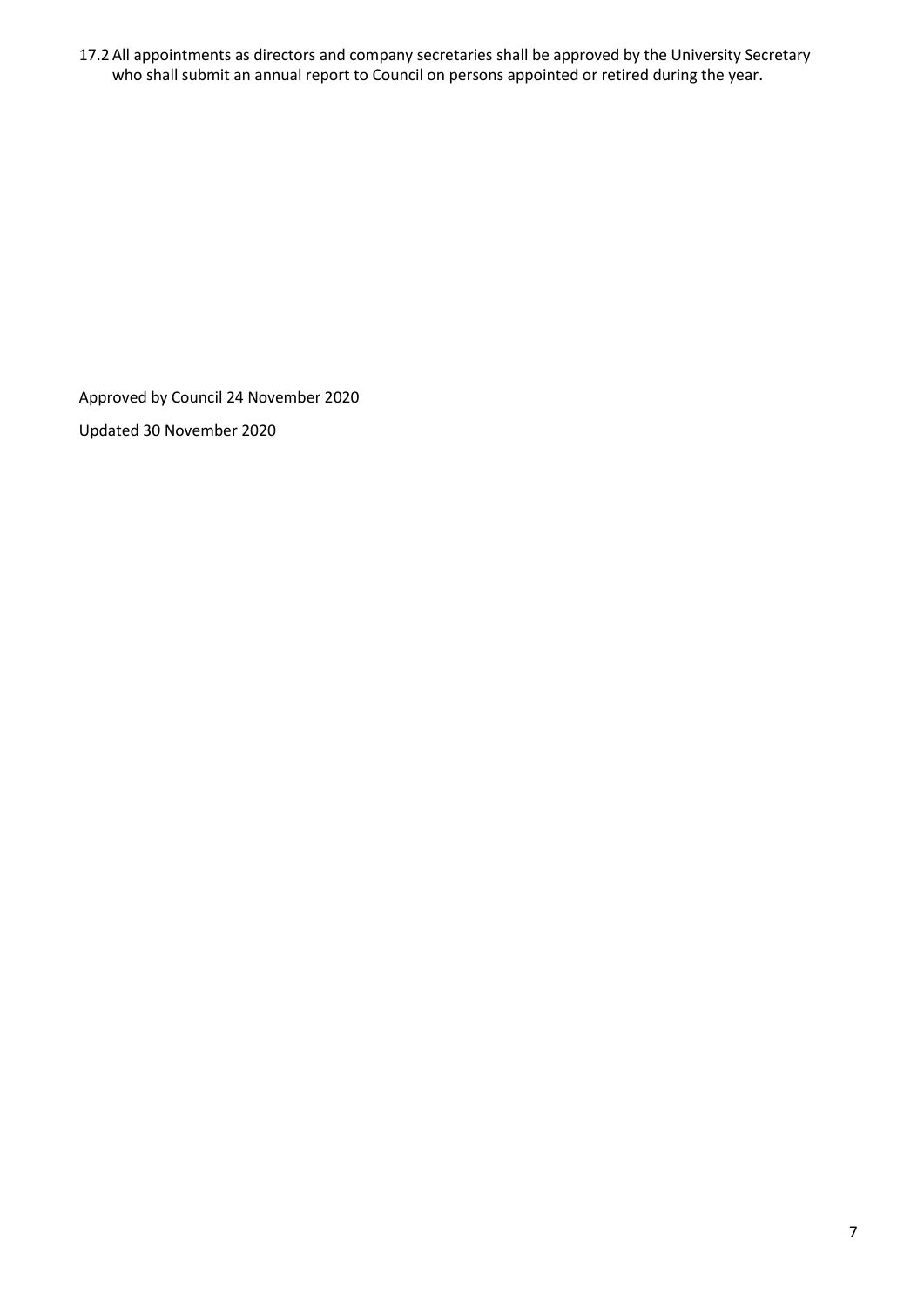17.2 All appointments as directors and company secretaries shall be approved by the University Secretary who shall submit an annual report to Council on persons appointed or retired during the year.

Approved by Council 24 November 2020

Updated 30 November 2020